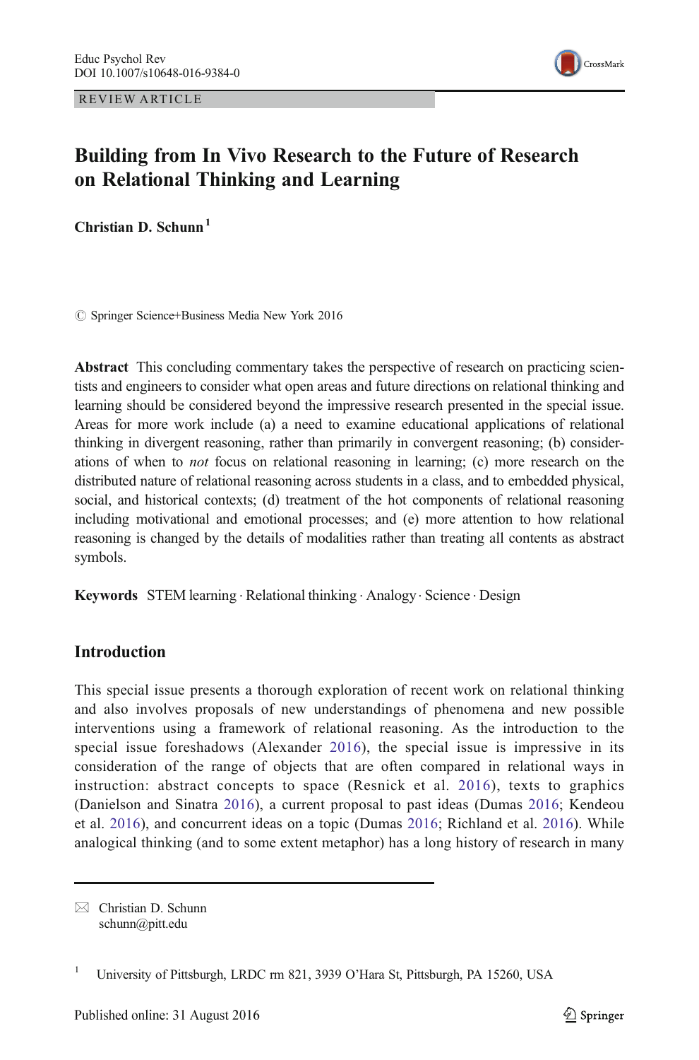REVIEW ARTICLE

# Building from In Vivo Research to the Future of Research on Relational Thinking and Learning

**Christian D. Schunn**[1]

© Springer Science+Business Media New York 2016

**Abstract** This concluding commentary takes the perspective of research on practicing scientists and engineers to consider what open areas and future directions on relational thinking and learning should be considered beyond the impressive research presented in the special issue. Areas for more work include (a) a need to examine educational applications of relational thinking in divergent reasoning, rather than primarily in convergent reasoning; (b) considerations of when to *not* focus on relational reasoning in learning; (c) more research on the distributed nature of relational reasoning across students in a class, and to embedded physical, social, and historical contexts; (d) treatment of the hot components of relational reasoning including motivational and emotional processes; and (e) more attention to how relational reasoning is changed by the details of modalities rather than treating all contents as abstract symbols.

**Keywords** STEM learning · Relational thinking · Analogy · Science · Design

## Introduction

This special issue presents a thorough exploration of recent work on relational thinking and also involves proposals of new understandings of phenomena and new possible interventions using a framework of relational reasoning. As the introduction to the special issue foreshadows (Alexander 2016), the special issue is impressive in its consideration of the range of objects that are often compared in relational ways in instruction: abstract concepts to space (Resnick et al. 2016), texts to graphics (Danielson and Sinatra 2016), a current proposal to past ideas (Dumas 2016; Kendeou et al. 2016), and concurrent ideas on a topic (Dumas 2016; Richland et al. 2016). While analogical thinking (and to some extent metaphor) has a long history of research in many

---

✉ Christian D. Schunn
schunn@pitt.edu

[1] University of Pittsburgh, LRDC rm 821, 3939 O'Hara St, Pittsburgh, PA 15260, USA

Published online: 31 August 2016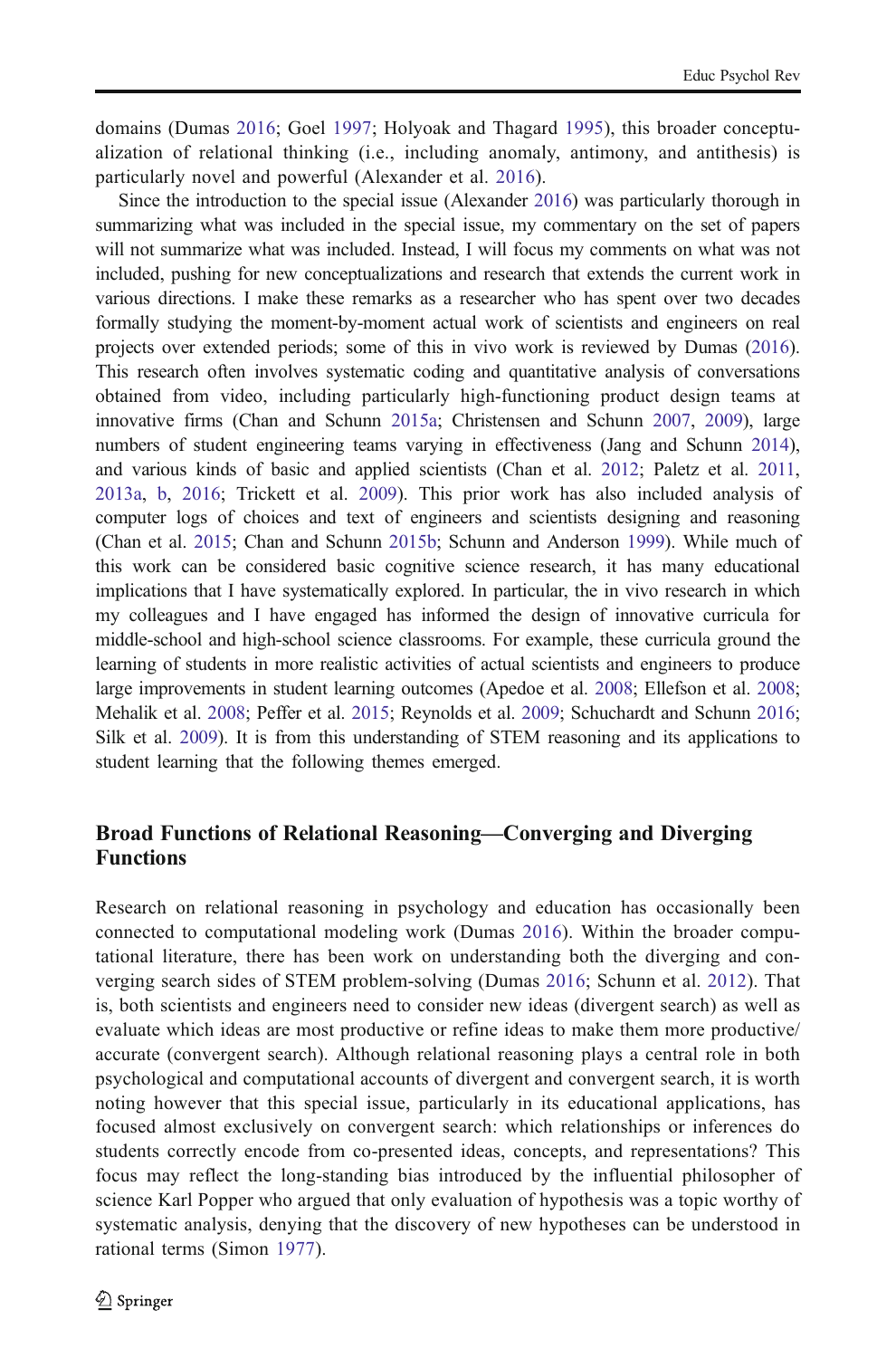domains (Dumas 2016; Goel 1997; Holyoak and Thagard 1995), this broader conceptualization of relational thinking (i.e., including anomaly, antimony, and antithesis) is particularly novel and powerful (Alexander et al. 2016).

Since the introduction to the special issue (Alexander 2016) was particularly thorough in summarizing what was included in the special issue, my commentary on the set of papers will not summarize what was included. Instead, I will focus my comments on what was not included, pushing for new conceptualizations and research that extends the current work in various directions. I make these remarks as a researcher who has spent over two decades formally studying the moment-by-moment actual work of scientists and engineers on real projects over extended periods; some of this in vivo work is reviewed by Dumas (2016). This research often involves systematic coding and quantitative analysis of conversations obtained from video, including particularly high-functioning product design teams at innovative firms (Chan and Schunn 2015a; Christensen and Schunn 2007, 2009), large numbers of student engineering teams varying in effectiveness (Jang and Schunn 2014), and various kinds of basic and applied scientists (Chan et al. 2012; Paletz et al. 2011, 2013a, b, 2016; Trickett et al. 2009). This prior work has also included analysis of computer logs of choices and text of engineers and scientists designing and reasoning (Chan et al. 2015; Chan and Schunn 2015b; Schunn and Anderson 1999). While much of this work can be considered basic cognitive science research, it has many educational implications that I have systematically explored. In particular, the in vivo research in which my colleagues and I have engaged has informed the design of innovative curricula for middle-school and high-school science classrooms. For example, these curricula ground the learning of students in more realistic activities of actual scientists and engineers to produce large improvements in student learning outcomes (Apedoe et al. 2008; Ellefson et al. 2008; Mehalik et al. 2008; Peffer et al. 2015; Reynolds et al. 2009; Schuchardt and Schunn 2016; Silk et al. 2009). It is from this understanding of STEM reasoning and its applications to student learning that the following themes emerged.

## Broad Functions of Relational Reasoning—Converging and Diverging Functions

Research on relational reasoning in psychology and education has occasionally been connected to computational modeling work (Dumas 2016). Within the broader computational literature, there has been work on understanding both the diverging and converging search sides of STEM problem-solving (Dumas 2016; Schunn et al. 2012). That is, both scientists and engineers need to consider new ideas (divergent search) as well as evaluate which ideas are most productive or refine ideas to make them more productive/accurate (convergent search). Although relational reasoning plays a central role in both psychological and computational accounts of divergent and convergent search, it is worth noting however that this special issue, particularly in its educational applications, has focused almost exclusively on convergent search: which relationships or inferences do students correctly encode from co-presented ideas, concepts, and representations? This focus may reflect the long-standing bias introduced by the influential philosopher of science Karl Popper who argued that only evaluation of hypothesis was a topic worthy of systematic analysis, denying that the discovery of new hypotheses can be understood in rational terms (Simon 1977).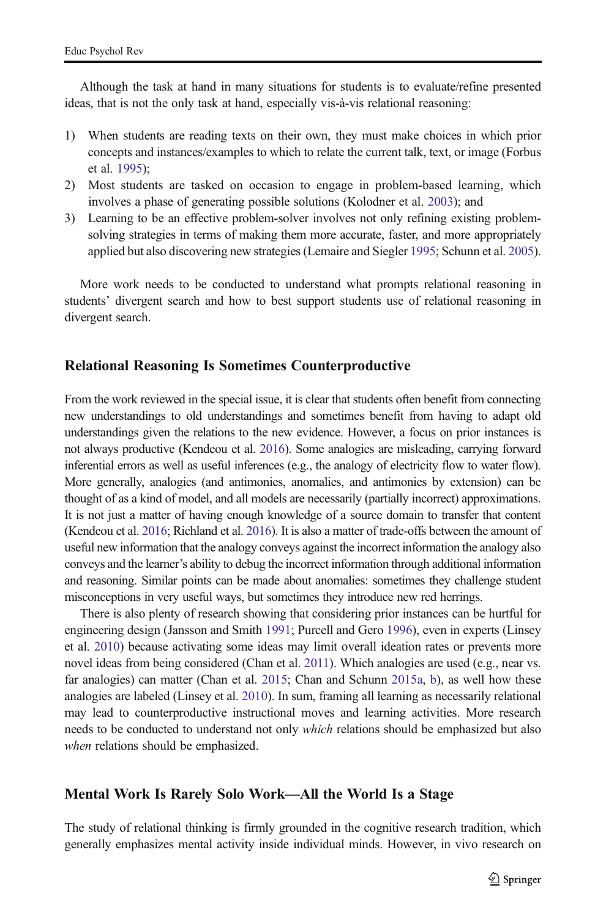Although the task at hand in many situations for students is to evaluate/refine presented ideas, that is not the only task at hand, especially vis-à-vis relational reasoning:

1) When students are reading texts on their own, they must make choices in which prior concepts and instances/examples to which to relate the current talk, text, or image (Forbus et al. 1995);
2) Most students are tasked on occasion to engage in problem-based learning, which involves a phase of generating possible solutions (Kolodner et al. 2003); and
3) Learning to be an effective problem-solver involves not only refining existing problem-solving strategies in terms of making them more accurate, faster, and more appropriately applied but also discovering new strategies (Lemaire and Siegler 1995; Schunn et al. 2005).

More work needs to be conducted to understand what prompts relational reasoning in students' divergent search and how to best support students use of relational reasoning in divergent search.

## Relational Reasoning Is Sometimes Counterproductive

From the work reviewed in the special issue, it is clear that students often benefit from connecting new understandings to old understandings and sometimes benefit from having to adapt old understandings given the relations to the new evidence. However, a focus on prior instances is not always productive (Kendeou et al. 2016). Some analogies are misleading, carrying forward inferential errors as well as useful inferences (e.g., the analogy of electricity flow to water flow). More generally, analogies (and antimonies, anomalies, and antimonies by extension) can be thought of as a kind of model, and all models are necessarily (partially incorrect) approximations. It is not just a matter of having enough knowledge of a source domain to transfer that content (Kendeou et al. 2016; Richland et al. 2016). It is also a matter of trade-offs between the amount of useful new information that the analogy conveys against the incorrect information the analogy also conveys and the learner's ability to debug the incorrect information through additional information and reasoning. Similar points can be made about anomalies: sometimes they challenge student misconceptions in very useful ways, but sometimes they introduce new red herrings.

There is also plenty of research showing that considering prior instances can be hurtful for engineering design (Jansson and Smith 1991; Purcell and Gero 1996), even in experts (Linsey et al. 2010) because activating some ideas may limit overall ideation rates or prevents more novel ideas from being considered (Chan et al. 2011). Which analogies are used (e.g., near vs. far analogies) can matter (Chan et al. 2015; Chan and Schunn 2015a, b), as well how these analogies are labeled (Linsey et al. 2010). In sum, framing all learning as necessarily relational may lead to counterproductive instructional moves and learning activities. More research needs to be conducted to understand not only *which* relations should be emphasized but also *when* relations should be emphasized.

## Mental Work Is Rarely Solo Work—All the World Is a Stage

The study of relational thinking is firmly grounded in the cognitive research tradition, which generally emphasizes mental activity inside individual minds. However, in vivo research on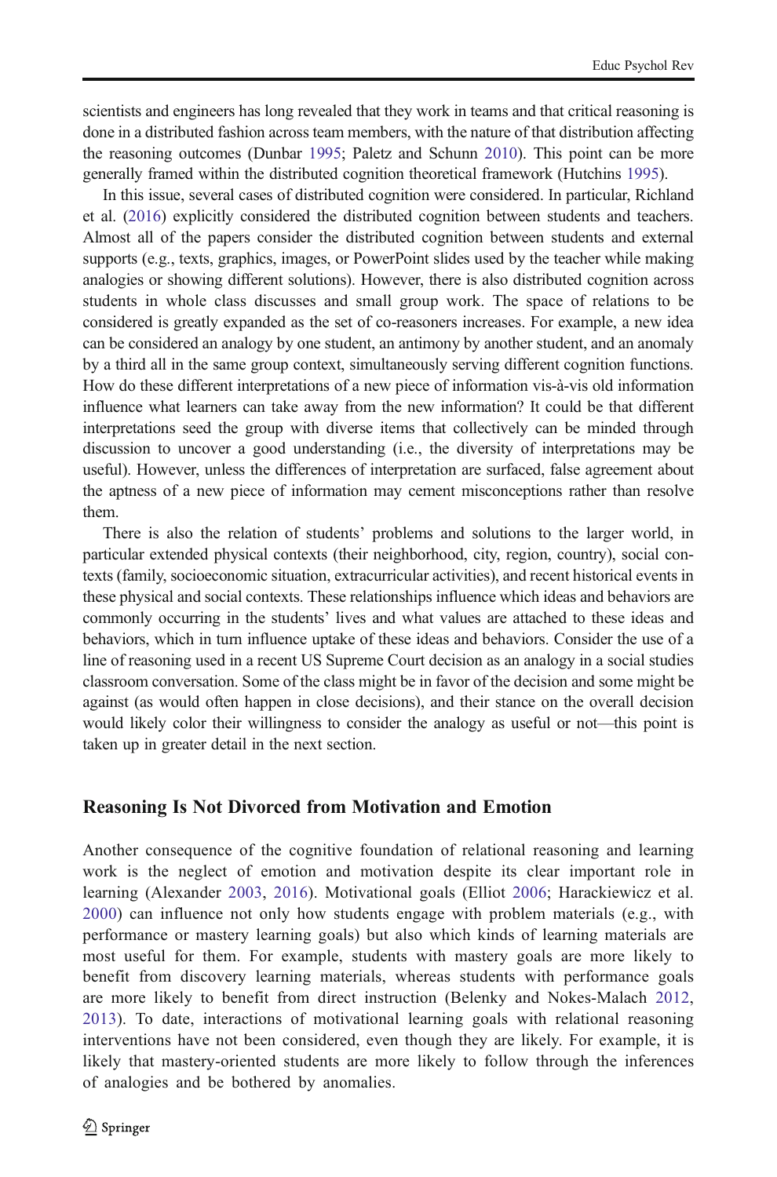scientists and engineers has long revealed that they work in teams and that critical reasoning is done in a distributed fashion across team members, with the nature of that distribution affecting the reasoning outcomes (Dunbar 1995; Paletz and Schunn 2010). This point can be more generally framed within the distributed cognition theoretical framework (Hutchins 1995).

In this issue, several cases of distributed cognition were considered. In particular, Richland et al. (2016) explicitly considered the distributed cognition between students and teachers. Almost all of the papers consider the distributed cognition between students and external supports (e.g., texts, graphics, images, or PowerPoint slides used by the teacher while making analogies or showing different solutions). However, there is also distributed cognition across students in whole class discusses and small group work. The space of relations to be considered is greatly expanded as the set of co-reasoners increases. For example, a new idea can be considered an analogy by one student, an antimony by another student, and an anomaly by a third all in the same group context, simultaneously serving different cognition functions. How do these different interpretations of a new piece of information vis-à-vis old information influence what learners can take away from the new information? It could be that different interpretations seed the group with diverse items that collectively can be minded through discussion to uncover a good understanding (i.e., the diversity of interpretations may be useful). However, unless the differences of interpretation are surfaced, false agreement about the aptness of a new piece of information may cement misconceptions rather than resolve them.

There is also the relation of students' problems and solutions to the larger world, in particular extended physical contexts (their neighborhood, city, region, country), social contexts (family, socioeconomic situation, extracurricular activities), and recent historical events in these physical and social contexts. These relationships influence which ideas and behaviors are commonly occurring in the students' lives and what values are attached to these ideas and behaviors, which in turn influence uptake of these ideas and behaviors. Consider the use of a line of reasoning used in a recent US Supreme Court decision as an analogy in a social studies classroom conversation. Some of the class might be in favor of the decision and some might be against (as would often happen in close decisions), and their stance on the overall decision would likely color their willingness to consider the analogy as useful or not—this point is taken up in greater detail in the next section.

## Reasoning Is Not Divorced from Motivation and Emotion

Another consequence of the cognitive foundation of relational reasoning and learning work is the neglect of emotion and motivation despite its clear important role in learning (Alexander 2003, 2016). Motivational goals (Elliot 2006; Harackiewicz et al. 2000) can influence not only how students engage with problem materials (e.g., with performance or mastery learning goals) but also which kinds of learning materials are most useful for them. For example, students with mastery goals are more likely to benefit from discovery learning materials, whereas students with performance goals are more likely to benefit from direct instruction (Belenky and Nokes-Malach 2012, 2013). To date, interactions of motivational learning goals with relational reasoning interventions have not been considered, even though they are likely. For example, it is likely that mastery-oriented students are more likely to follow through the inferences of analogies and be bothered by anomalies.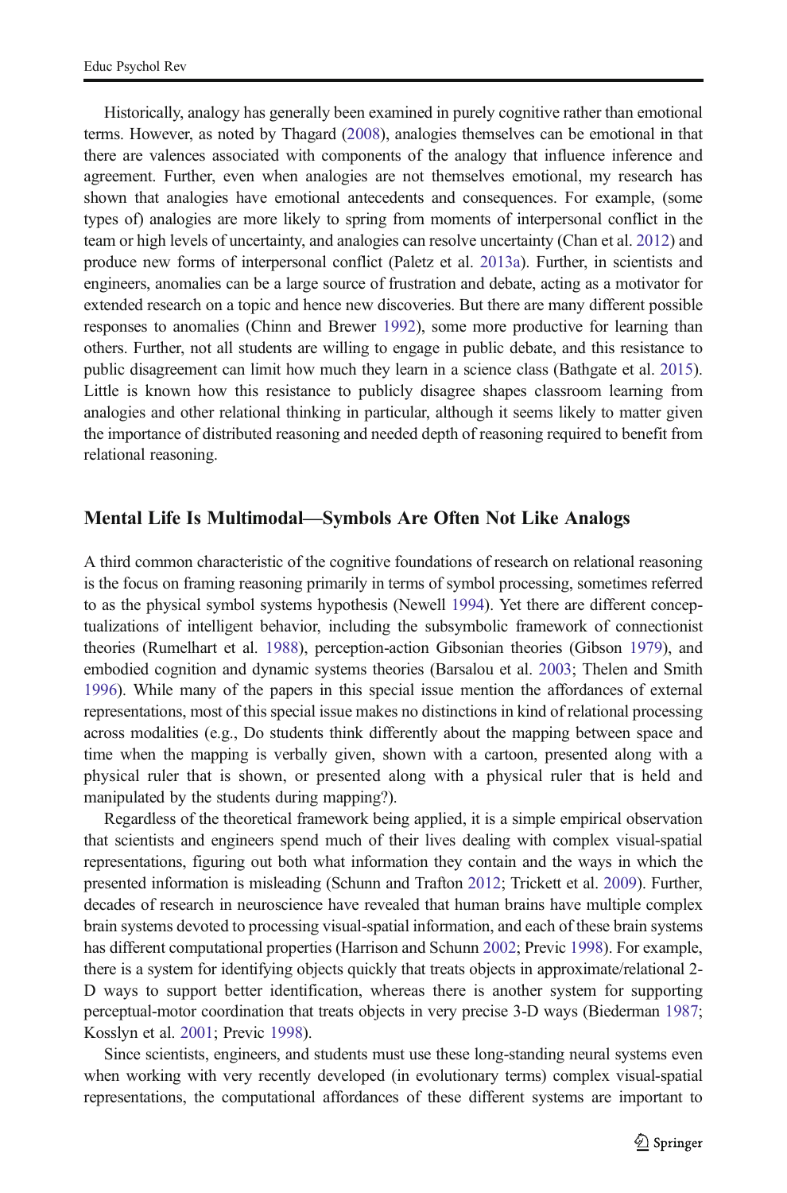Historically, analogy has generally been examined in purely cognitive rather than emotional terms. However, as noted by Thagard (2008), analogies themselves can be emotional in that there are valences associated with components of the analogy that influence inference and agreement. Further, even when analogies are not themselves emotional, my research has shown that analogies have emotional antecedents and consequences. For example, (some types of) analogies are more likely to spring from moments of interpersonal conflict in the team or high levels of uncertainty, and analogies can resolve uncertainty (Chan et al. 2012) and produce new forms of interpersonal conflict (Paletz et al. 2013a). Further, in scientists and engineers, anomalies can be a large source of frustration and debate, acting as a motivator for extended research on a topic and hence new discoveries. But there are many different possible responses to anomalies (Chinn and Brewer 1992), some more productive for learning than others. Further, not all students are willing to engage in public debate, and this resistance to public disagreement can limit how much they learn in a science class (Bathgate et al. 2015). Little is known how this resistance to publicly disagree shapes classroom learning from analogies and other relational thinking in particular, although it seems likely to matter given the importance of distributed reasoning and needed depth of reasoning required to benefit from relational reasoning.

## Mental Life Is Multimodal—Symbols Are Often Not Like Analogs

A third common characteristic of the cognitive foundations of research on relational reasoning is the focus on framing reasoning primarily in terms of symbol processing, sometimes referred to as the physical symbol systems hypothesis (Newell 1994). Yet there are different conceptualizations of intelligent behavior, including the subsymbolic framework of connectionist theories (Rumelhart et al. 1988), perception-action Gibsonian theories (Gibson 1979), and embodied cognition and dynamic systems theories (Barsalou et al. 2003; Thelen and Smith 1996). While many of the papers in this special issue mention the affordances of external representations, most of this special issue makes no distinctions in kind of relational processing across modalities (e.g., Do students think differently about the mapping between space and time when the mapping is verbally given, shown with a cartoon, presented along with a physical ruler that is shown, or presented along with a physical ruler that is held and manipulated by the students during mapping?).

Regardless of the theoretical framework being applied, it is a simple empirical observation that scientists and engineers spend much of their lives dealing with complex visual-spatial representations, figuring out both what information they contain and the ways in which the presented information is misleading (Schunn and Trafton 2012; Trickett et al. 2009). Further, decades of research in neuroscience have revealed that human brains have multiple complex brain systems devoted to processing visual-spatial information, and each of these brain systems has different computational properties (Harrison and Schunn 2002; Previc 1998). For example, there is a system for identifying objects quickly that treats objects in approximate/relational 2-D ways to support better identification, whereas there is another system for supporting perceptual-motor coordination that treats objects in very precise 3-D ways (Biederman 1987; Kosslyn et al. 2001; Previc 1998).

Since scientists, engineers, and students must use these long-standing neural systems even when working with very recently developed (in evolutionary terms) complex visual-spatial representations, the computational affordances of these different systems are important to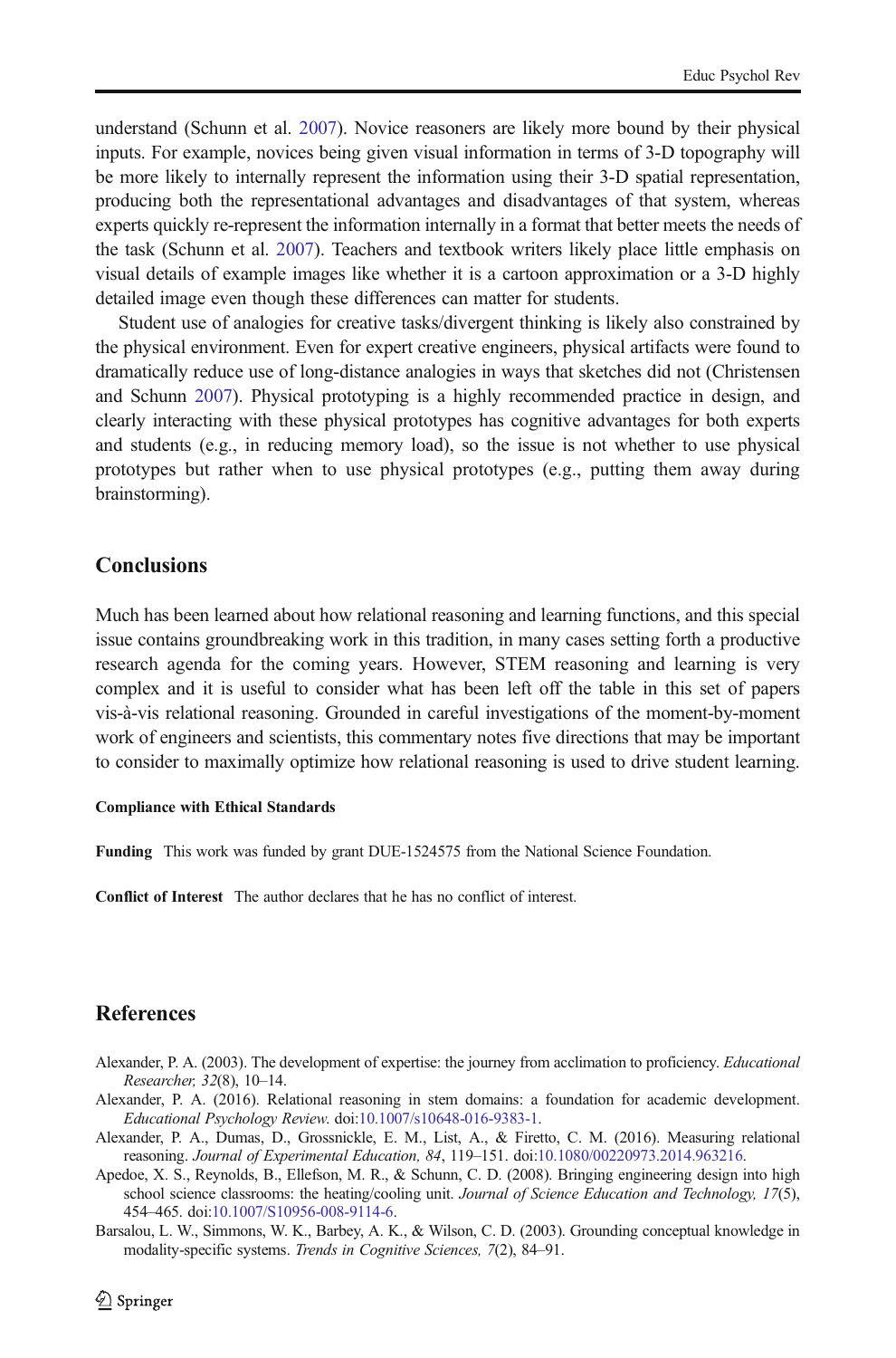understand (Schunn et al. 2007). Novice reasoners are likely more bound by their physical inputs. For example, novices being given visual information in terms of 3-D topography will be more likely to internally represent the information using their 3-D spatial representation, producing both the representational advantages and disadvantages of that system, whereas experts quickly re-represent the information internally in a format that better meets the needs of the task (Schunn et al. 2007). Teachers and textbook writers likely place little emphasis on visual details of example images like whether it is a cartoon approximation or a 3-D highly detailed image even though these differences can matter for students.

Student use of analogies for creative tasks/divergent thinking is likely also constrained by the physical environment. Even for expert creative engineers, physical artifacts were found to dramatically reduce use of long-distance analogies in ways that sketches did not (Christensen and Schunn 2007). Physical prototyping is a highly recommended practice in design, and clearly interacting with these physical prototypes has cognitive advantages for both experts and students (e.g., in reducing memory load), so the issue is not whether to use physical prototypes but rather when to use physical prototypes (e.g., putting them away during brainstorming).

## Conclusions

Much has been learned about how relational reasoning and learning functions, and this special issue contains groundbreaking work in this tradition, in many cases setting forth a productive research agenda for the coming years. However, STEM reasoning and learning is very complex and it is useful to consider what has been left off the table in this set of papers vis-à-vis relational reasoning. Grounded in careful investigations of the moment-by-moment work of engineers and scientists, this commentary notes five directions that may be important to consider to maximally optimize how relational reasoning is used to drive student learning.

**Compliance with Ethical Standards**

**Funding** This work was funded by grant DUE-1524575 from the National Science Foundation.

**Conflict of Interest** The author declares that he has no conflict of interest.

## References

Alexander, P. A. (2003). The development of expertise: the journey from acclimation to proficiency. *Educational Researcher, 32*(8), 10–14.

Alexander, P. A. (2016). Relational reasoning in stem domains: a foundation for academic development. *Educational Psychology Review*. doi:10.1007/s10648-016-9383-1.

Alexander, P. A., Dumas, D., Grossnickle, E. M., List, A., & Firetto, C. M. (2016). Measuring relational reasoning. *Journal of Experimental Education, 84*, 119–151. doi:10.1080/00220973.2014.963216.

Apedoe, X. S., Reynolds, B., Ellefson, M. R., & Schunn, C. D. (2008). Bringing engineering design into high school science classrooms: the heating/cooling unit. *Journal of Science Education and Technology, 17*(5), 454–465. doi:10.1007/S10956-008-9114-6.

Barsalou, L. W., Simmons, W. K., Barbey, A. K., & Wilson, C. D. (2003). Grounding conceptual knowledge in modality-specific systems. *Trends in Cognitive Sciences, 7*(2), 84–91.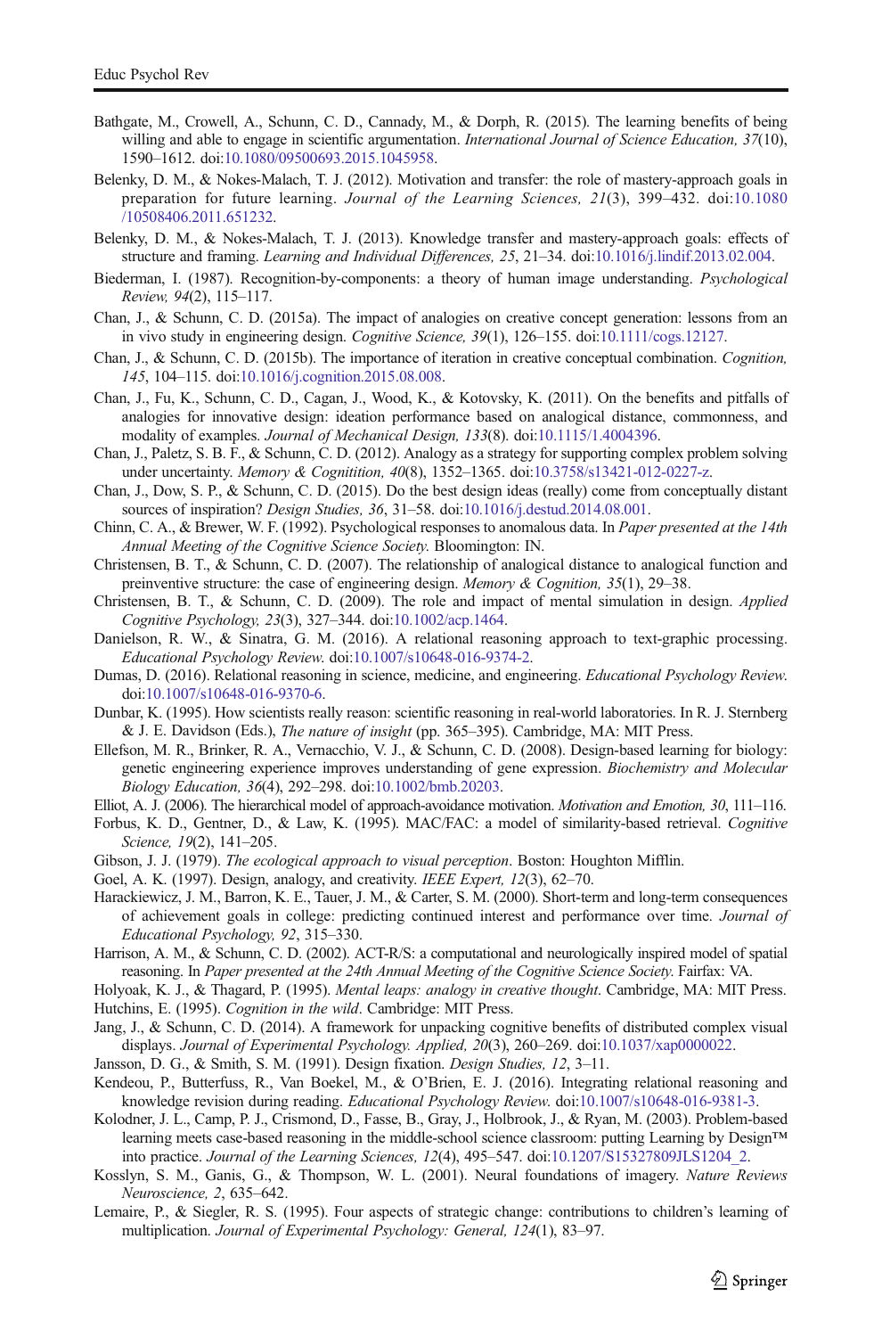Bathgate, M., Crowell, A., Schunn, C. D., Cannady, M., & Dorph, R. (2015). The learning benefits of being willing and able to engage in scientific argumentation. *International Journal of Science Education, 37*(10), 1590–1612. doi:10.1080/09500693.2015.1045958.

Belenky, D. M., & Nokes-Malach, T. J. (2012). Motivation and transfer: the role of mastery-approach goals in preparation for future learning. *Journal of the Learning Sciences, 21*(3), 399–432. doi:10.1080/10508406.2011.651232.

Belenky, D. M., & Nokes-Malach, T. J. (2013). Knowledge transfer and mastery-approach goals: effects of structure and framing. *Learning and Individual Differences, 25*, 21–34. doi:10.1016/j.lindif.2013.02.004.

Biederman, I. (1987). Recognition-by-components: a theory of human image understanding. *Psychological Review, 94*(2), 115–117.

Chan, J., & Schunn, C. D. (2015a). The impact of analogies on creative concept generation: lessons from an in vivo study in engineering design. *Cognitive Science, 39*(1), 126–155. doi:10.1111/cogs.12127.

Chan, J., & Schunn, C. D. (2015b). The importance of iteration in creative conceptual combination. *Cognition, 145*, 104–115. doi:10.1016/j.cognition.2015.08.008.

Chan, J., Fu, K., Schunn, C. D., Cagan, J., Wood, K., & Kotovsky, K. (2011). On the benefits and pitfalls of analogies for innovative design: ideation performance based on analogical distance, commonness, and modality of examples. *Journal of Mechanical Design, 133*(8). doi:10.1115/1.4004396.

Chan, J., Paletz, S. B. F., & Schunn, C. D. (2012). Analogy as a strategy for supporting complex problem solving under uncertainty. *Memory & Cognition, 40*(8), 1352–1365. doi:10.3758/s13421-012-0227-z.

Chan, J., Dow, S. P., & Schunn, C. D. (2015). Do the best design ideas (really) come from conceptually distant sources of inspiration? *Design Studies, 36*, 31–58. doi:10.1016/j.destud.2014.08.001.

Chinn, C. A., & Brewer, W. F. (1992). Psychological responses to anomalous data. In *Paper presented at the 14th Annual Meeting of the Cognitive Science Society.* Bloomington: IN.

Christensen, B. T., & Schunn, C. D. (2007). The relationship of analogical distance to analogical function and preinventive structure: the case of engineering design. *Memory & Cognition, 35*(1), 29–38.

Christensen, B. T., & Schunn, C. D. (2009). The role and impact of mental simulation in design. *Applied Cognitive Psychology, 23*(3), 327–344. doi:10.1002/acp.1464.

Danielson, R. W., & Sinatra, G. M. (2016). A relational reasoning approach to text-graphic processing. *Educational Psychology Review.* doi:10.1007/s10648-016-9374-2.

Dumas, D. (2016). Relational reasoning in science, medicine, and engineering. *Educational Psychology Review.* doi:10.1007/s10648-016-9370-6.

Dunbar, K. (1995). How scientists really reason: scientific reasoning in real-world laboratories. In R. J. Sternberg & J. E. Davidson (Eds.), *The nature of insight* (pp. 365–395). Cambridge, MA: MIT Press.

Ellefson, M. R., Brinker, R. A., Vernacchio, V. J., & Schunn, C. D. (2008). Design-based learning for biology: genetic engineering experience improves understanding of gene expression. *Biochemistry and Molecular Biology Education, 36*(4), 292–298. doi:10.1002/bmb.20203.

Elliot, A. J. (2006). The hierarchical model of approach-avoidance motivation. *Motivation and Emotion, 30*, 111–116.

Forbus, K. D., Gentner, D., & Law, K. (1995). MAC/FAC: a model of similarity-based retrieval. *Cognitive Science, 19*(2), 141–205.

Gibson, J. J. (1979). *The ecological approach to visual perception*. Boston: Houghton Mifflin.

Goel, A. K. (1997). Design, analogy, and creativity. *IEEE Expert, 12*(3), 62–70.

Harackiewicz, J. M., Barron, K. E., Tauer, J. M., & Carter, S. M. (2000). Short-term and long-term consequences of achievement goals in college: predicting continued interest and performance over time. *Journal of Educational Psychology, 92*, 315–330.

Harrison, A. M., & Schunn, C. D. (2002). ACT-R/S: a computational and neurologically inspired model of spatial reasoning. In *Paper presented at the 24th Annual Meeting of the Cognitive Science Society.* Fairfax: VA.

Holyoak, K. J., & Thagard, P. (1995). *Mental leaps: analogy in creative thought*. Cambridge, MA: MIT Press.

Hutchins, E. (1995). *Cognition in the wild*. Cambridge: MIT Press.

Jang, J., & Schunn, C. D. (2014). A framework for unpacking cognitive benefits of distributed complex visual displays. *Journal of Experimental Psychology. Applied, 20*(3), 260–269. doi:10.1037/xap0000022.

Jansson, D. G., & Smith, S. M. (1991). Design fixation. *Design Studies, 12*, 3–11.

Kendeou, P., Butterfuss, R., Van Boekel, M., & O'Brien, E. J. (2016). Integrating relational reasoning and knowledge revision during reading. *Educational Psychology Review.* doi:10.1007/s10648-016-9381-3.

Kolodner, J. L., Camp, P. J., Crismond, D., Fasse, B., Gray, J., Holbrook, J., & Ryan, M. (2003). Problem-based learning meets case-based reasoning in the middle-school science classroom: putting Learning by Design™ into practice. *Journal of the Learning Sciences, 12*(4), 495–547. doi:10.1207/S15327809JLS1204_2.

Kosslyn, S. M., Ganis, G., & Thompson, W. L. (2001). Neural foundations of imagery. *Nature Reviews Neuroscience, 2*, 635–642.

Lemaire, P., & Siegler, R. S. (1995). Four aspects of strategic change: contributions to children's learning of multiplication. *Journal of Experimental Psychology: General, 124*(1), 83–97.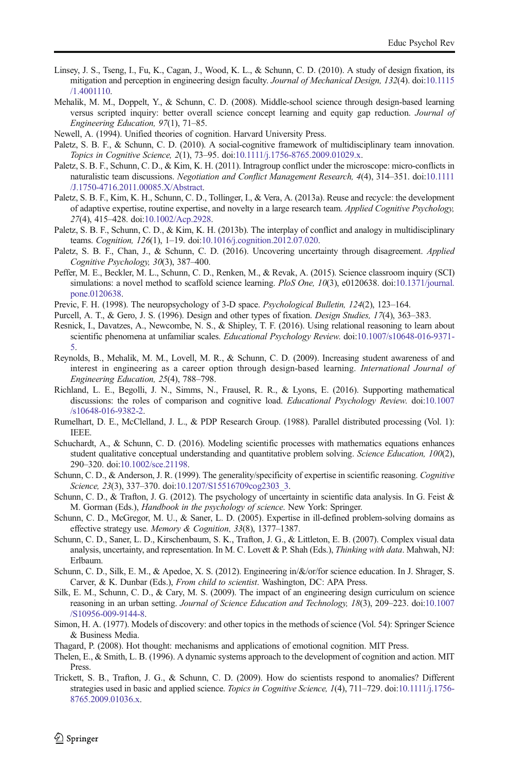Linsey, J. S., Tseng, I., Fu, K., Cagan, J., Wood, K. L., & Schunn, C. D. (2010). A study of design fixation, its mitigation and perception in engineering design faculty. *Journal of Mechanical Design, 132*(4). doi:10.1115/1.4001110.

Mehalik, M. M., Doppelt, Y., & Schunn, C. D. (2008). Middle-school science through design-based learning versus scripted inquiry: better overall science concept learning and equity gap reduction. *Journal of Engineering Education, 97*(1), 71–85.

Newell, A. (1994). Unified theories of cognition. Harvard University Press.

Paletz, S. B. F., & Schunn, C. D. (2010). A social-cognitive framework of multidisciplinary team innovation. *Topics in Cognitive Science, 2*(1), 73–95. doi:10.1111/j.1756-8765.2009.01029.x.

Paletz, S. B. F., Schunn, C. D., & Kim, K. H. (2011). Intragroup conflict under the microscope: micro-conflicts in naturalistic team discussions. *Negotiation and Conflict Management Research, 4*(4), 314–351. doi:10.1111/J.1750-4716.2011.00085.X/Abstract.

Paletz, S. B. F., Kim, K. H., Schunn, C. D., Tollinger, I., & Vera, A. (2013a). Reuse and recycle: the development of adaptive expertise, routine expertise, and novelty in a large research team. *Applied Cognitive Psychology, 27*(4), 415–428. doi:10.1002/Acp.2928.

Paletz, S. B. F., Schunn, C. D., & Kim, K. H. (2013b). The interplay of conflict and analogy in multidisciplinary teams. *Cognition, 126*(1), 1–19. doi:10.1016/j.cognition.2012.07.020.

Paletz, S. B. F., Chan, J., & Schunn, C. D. (2016). Uncovering uncertainty through disagreement. *Applied Cognitive Psychology, 30*(3), 387–400.

Peffer, M. E., Beckler, M. L., Schunn, C. D., Renken, M., & Revak, A. (2015). Science classroom inquiry (SCI) simulations: a novel method to scaffold science learning. *PloS One, 10*(3), e0120638. doi:10.1371/journal.pone.0120638.

Previc, F. H. (1998). The neuropsychology of 3-D space. *Psychological Bulletin, 124*(2), 123–164.

Purcell, A. T., & Gero, J. S. (1996). Design and other types of fixation. *Design Studies, 17*(4), 363–383.

Resnick, I., Davatzes, A., Newcombe, N. S., & Shipley, T. F. (2016). Using relational reasoning to learn about scientific phenomena at unfamiliar scales. *Educational Psychology Review*. doi:10.1007/s10648-016-9371-5.

Reynolds, B., Mehalik, M. M., Lovell, M. R., & Schunn, C. D. (2009). Increasing student awareness of and interest in engineering as a career option through design-based learning. *International Journal of Engineering Education, 25*(4), 788–798.

Richland, L. E., Begolli, J. N., Simms, N., Frausel, R. R., & Lyons, E. (2016). Supporting mathematical discussions: the roles of comparison and cognitive load. *Educational Psychology Review*. doi:10.1007/s10648-016-9382-2.

Rumelhart, D. E., McClelland, J. L., & PDP Research Group. (1988). Parallel distributed processing (Vol. 1): IEEE.

Schuchardt, A., & Schunn, C. D. (2016). Modeling scientific processes with mathematics equations enhances student qualitative conceptual understanding and quantitative problem solving. *Science Education, 100*(2), 290–320. doi:10.1002/sce.21198.

Schunn, C. D., & Anderson, J. R. (1999). The generality/specificity of expertise in scientific reasoning. *Cognitive Science, 23*(3), 337–370. doi:10.1207/S15516709cog2303_3.

Schunn, C. D., & Trafton, J. G. (2012). The psychology of uncertainty in scientific data analysis. In G. Feist & M. Gorman (Eds.), *Handbook in the psychology of science*. New York: Springer.

Schunn, C. D., McGregor, M. U., & Saner, L. D. (2005). Expertise in ill-defined problem-solving domains as effective strategy use. *Memory & Cognition, 33*(8), 1377–1387.

Schunn, C. D., Saner, L. D., Kirschenbaum, S. K., Trafton, J. G., & Littleton, E. B. (2007). Complex visual data analysis, uncertainty, and representation. In M. C. Lovett & P. Shah (Eds.), *Thinking with data*. Mahwah, NJ: Erlbaum.

Schunn, C. D., Silk, E. M., & Apedoe, X. S. (2012). Engineering in/&/or/for science education. In J. Shrager, S. Carver, & K. Dunbar (Eds.), *From child to scientist*. Washington, DC: APA Press.

Silk, E. M., Schunn, C. D., & Cary, M. S. (2009). The impact of an engineering design curriculum on science reasoning in an urban setting. *Journal of Science Education and Technology, 18*(3), 209–223. doi:10.1007/S10956-009-9144-8.

Simon, H. A. (1977). Models of discovery: and other topics in the methods of science (Vol. 54): Springer Science & Business Media.

Thagard, P. (2008). Hot thought: mechanisms and applications of emotional cognition. MIT Press.

Thelen, E., & Smith, L. B. (1996). A dynamic systems approach to the development of cognition and action. MIT Press.

Trickett, S. B., Trafton, J. G., & Schunn, C. D. (2009). How do scientists respond to anomalies? Different strategies used in basic and applied science. *Topics in Cognitive Science, 1*(4), 711–729. doi:10.1111/j.1756-8765.2009.01036.x.